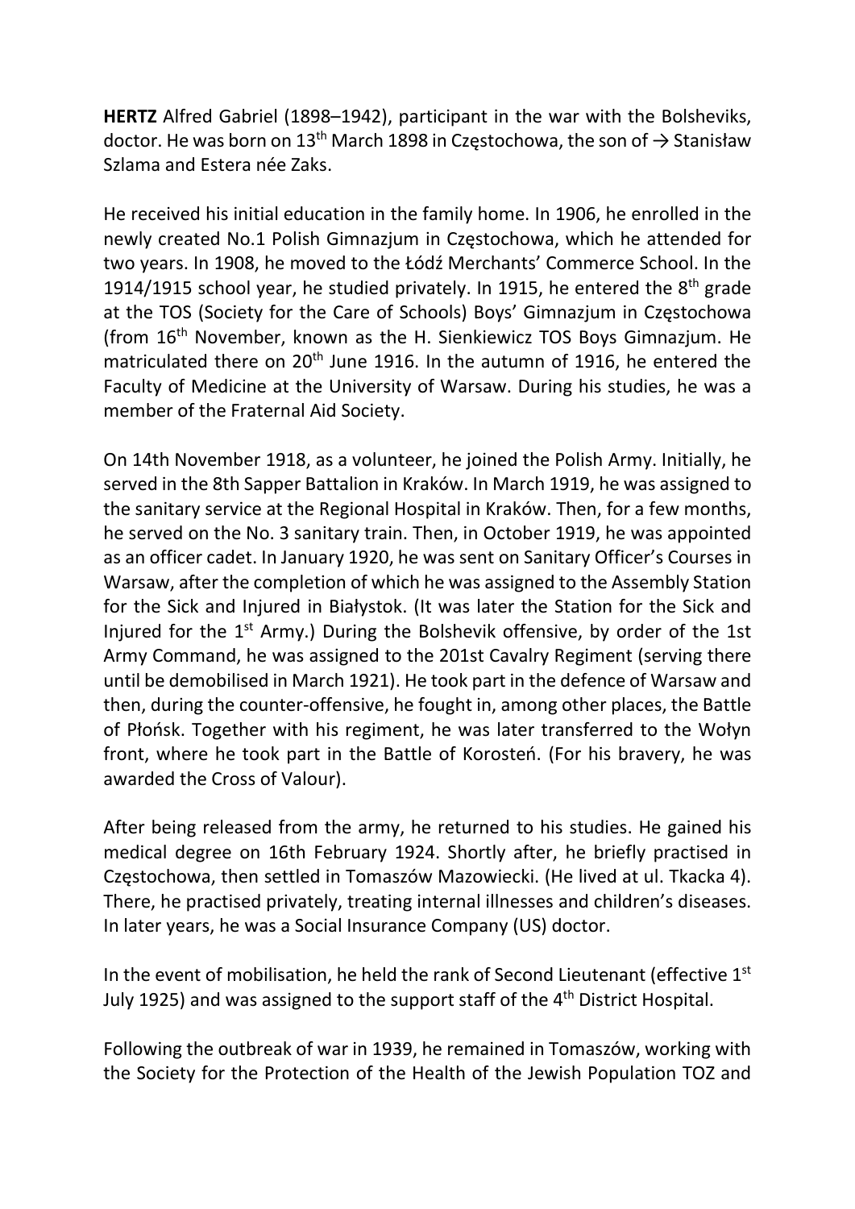**HERTZ** Alfred Gabriel (1898–1942), participant in the war with the Bolsheviks, doctor. He was born on 13th March 1898 in Częstochowa, the son of → Stanisław Szlama and Estera née Zaks.

He received his initial education in the family home. In 1906, he enrolled in the newly created No.1 Polish Gimnazjum in Częstochowa, which he attended for two years. In 1908, he moved to the Łódź Merchants' Commerce School. In the 1914/1915 school year, he studied privately. In 1915, he entered the 8th grade at the TOS (Society for the Care of Schools) Boys' Gimnazjum in Częstochowa (from 16th November, known as the H. Sienkiewicz TOS Boys Gimnazjum. He matriculated there on 20th June 1916. In the autumn of 1916, he entered the Faculty of Medicine at the University of Warsaw. During his studies, he was a member of the Fraternal Aid Society.

On 14th November 1918, as a volunteer, he joined the Polish Army. Initially, he served in the 8th Sapper Battalion in Kraków. In March 1919, he was assigned to the sanitary service at the Regional Hospital in Kraków. Then, for a few months, he served on the No. 3 sanitary train. Then, in October 1919, he was appointed as an officer cadet. In January 1920, he was sent on Sanitary Officer's Courses in Warsaw, after the completion of which he was assigned to the Assembly Station for the Sick and Injured in Białystok. (It was later the Station for the Sick and Injured for the 1st Army.) During the Bolshevik offensive, by order of the 1st Army Command, he was assigned to the 201st Cavalry Regiment (serving there until be demobilised in March 1921). He took part in the defence of Warsaw and then, during the counter-offensive, he fought in, among other places, the Battle of Płońsk. Together with his regiment, he was later transferred to the Wołyn front, where he took part in the Battle of Korosteń. (For his bravery, he was awarded the Cross of Valour).

After being released from the army, he returned to his studies. He gained his medical degree on 16th February 1924. Shortly after, he briefly practised in Częstochowa, then settled in Tomaszów Mazowiecki. (He lived at ul. Tkacka 4). There, he practised privately, treating internal illnesses and children's diseases. In later years, he was a Social Insurance Company (US) doctor.

In the event of mobilisation, he held the rank of Second Lieutenant (effective 1st July 1925) and was assigned to the support staff of the 4th District Hospital.

Following the outbreak of war in 1939, he remained in Tomaszów, working with the Society for the Protection of the Health of the Jewish Population TOZ and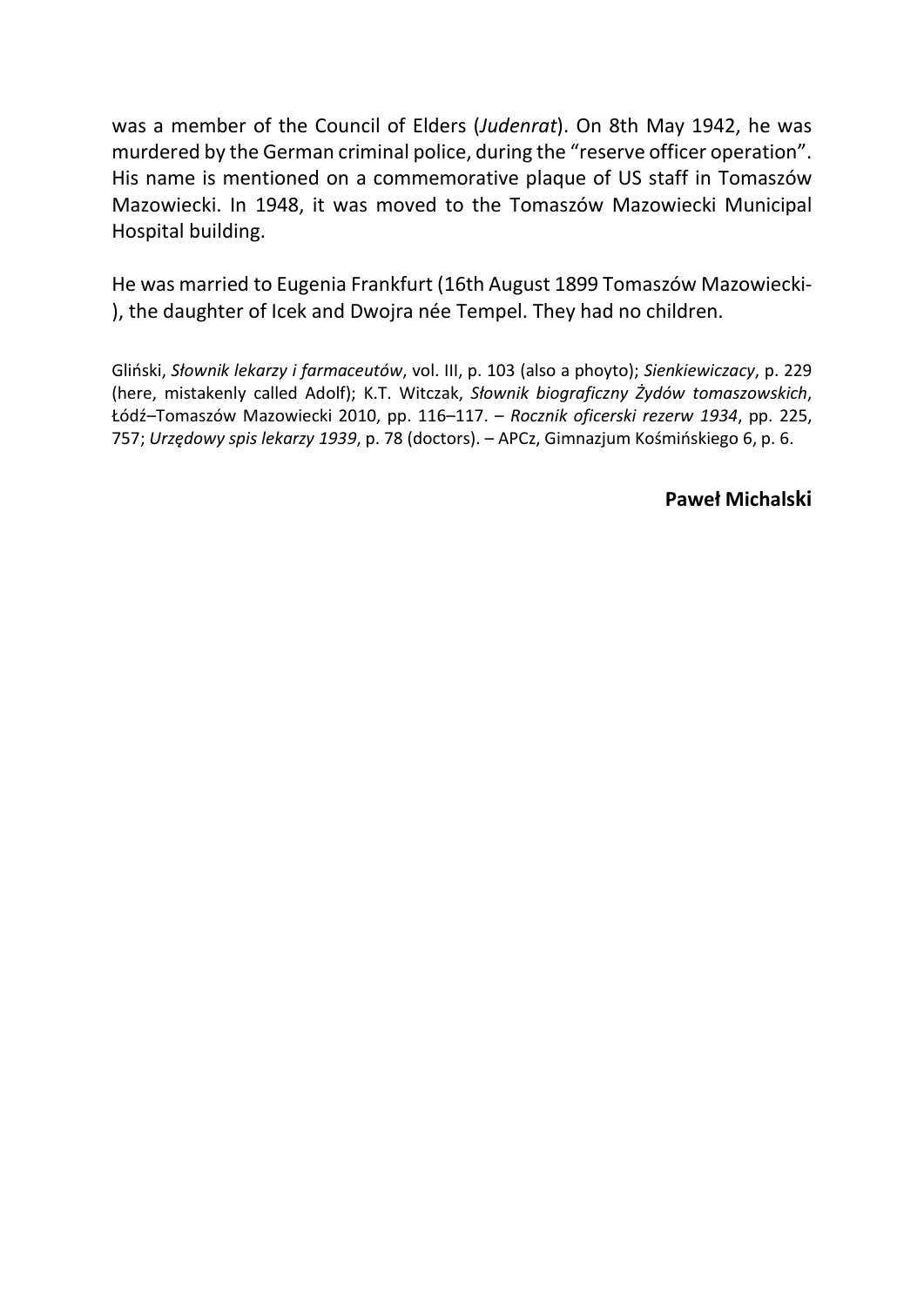was a member of the Council of Elders (*Judenrat*). On 8th May 1942, he was murdered by the German criminal police, during the "reserve officer operation". His name is mentioned on a commemorative plaque of US staff in Tomaszów Mazowiecki. In 1948, it was moved to the Tomaszów Mazowiecki Municipal Hospital building.

He was married to Eugenia Frankfurt (16th August 1899 Tomaszów Mazowiecki-), the daughter of Icek and Dwojra née Tempel. They had no children.

Gliński, *Słownik lekarzy i farmaceutów*, vol. III, p. 103 (also a phoyto); *Sienkiewiczacy*, p. 229 (here, mistakenly called Adolf); K.T. Witczak, *Słownik biograficzny Żydów tomaszowskich*, Łódź–Tomaszów Mazowiecki 2010, pp. 116–117. – *Rocznik oficerski rezerw 1934*, pp. 225, 757; *Urzędowy spis lekarzy 1939*, p. 78 (doctors). – APCz, Gimnazjum Kośmińskiego 6, p. 6.

**Paweł Michalski**